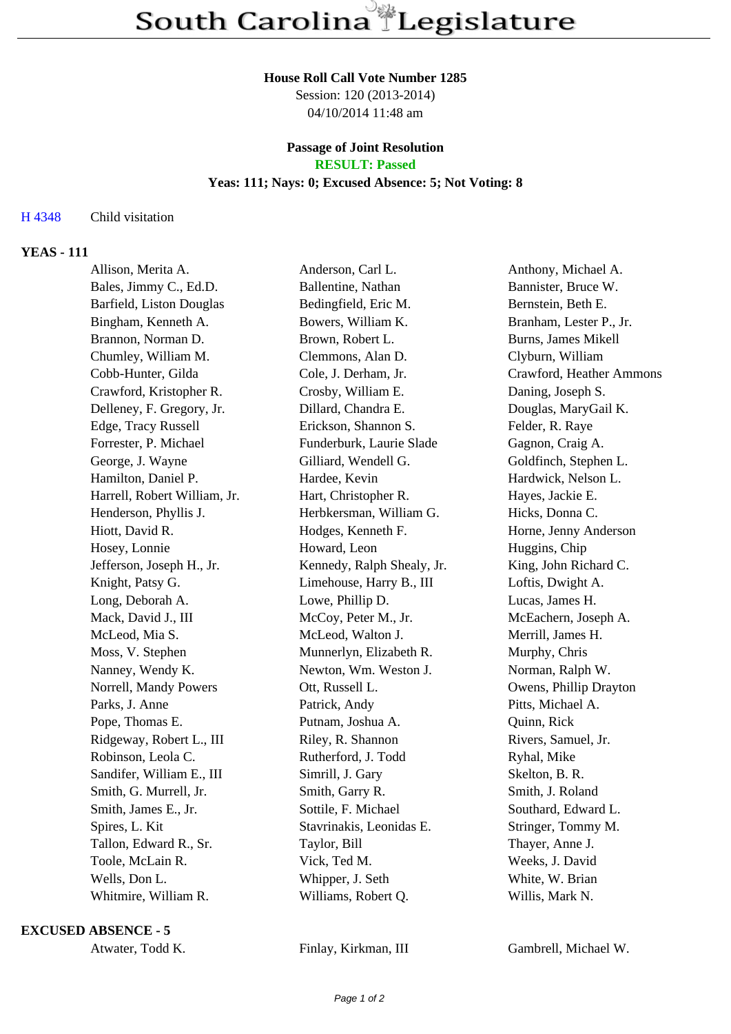# South Carolina Legislature

**House Roll Call Vote Number 1285**
Session: 120 (2013-2014)
04/10/2014 11:48 am

**Passage of Joint Resolution**
**RESULT: Passed**
**Yeas: 111; Nays: 0; Excused Absence: 5; Not Voting: 8**

H 4348 Child visitation

**YEAS - 111**

| | | |
|---|---|---|
| Allison, Merita A. | Anderson, Carl L. | Anthony, Michael A. |
| Bales, Jimmy C., Ed.D. | Ballentine, Nathan | Bannister, Bruce W. |
| Barfield, Liston Douglas | Bedingfield, Eric M. | Bernstein, Beth E. |
| Bingham, Kenneth A. | Bowers, William K. | Branham, Lester P., Jr. |
| Brannon, Norman D. | Brown, Robert L. | Burns, James Mikell |
| Chumley, William M. | Clemmons, Alan D. | Clyburn, William |
| Cobb-Hunter, Gilda | Cole, J. Derham, Jr. | Crawford, Heather Ammons |
| Crawford, Kristopher R. | Crosby, William E. | Daning, Joseph S. |
| Delleney, F. Gregory, Jr. | Dillard, Chandra E. | Douglas, MaryGail K. |
| Edge, Tracy Russell | Erickson, Shannon S. | Felder, R. Raye |
| Forrester, P. Michael | Funderburk, Laurie Slade | Gagnon, Craig A. |
| George, J. Wayne | Gilliard, Wendell G. | Goldfinch, Stephen L. |
| Hamilton, Daniel P. | Hardee, Kevin | Hardwick, Nelson L. |
| Harrell, Robert William, Jr. | Hart, Christopher R. | Hayes, Jackie E. |
| Henderson, Phyllis J. | Herbkersman, William G. | Hicks, Donna C. |
| Hiott, David R. | Hodges, Kenneth F. | Horne, Jenny Anderson |
| Hosey, Lonnie | Howard, Leon | Huggins, Chip |
| Jefferson, Joseph H., Jr. | Kennedy, Ralph Shealy, Jr. | King, John Richard C. |
| Knight, Patsy G. | Limehouse, Harry B., III | Loftis, Dwight A. |
| Long, Deborah A. | Lowe, Phillip D. | Lucas, James H. |
| Mack, David J., III | McCoy, Peter M., Jr. | McEachern, Joseph A. |
| McLeod, Mia S. | McLeod, Walton J. | Merrill, James H. |
| Moss, V. Stephen | Munnerlyn, Elizabeth R. | Murphy, Chris |
| Nanney, Wendy K. | Newton, Wm. Weston J. | Norman, Ralph W. |
| Norrell, Mandy Powers | Ott, Russell L. | Owens, Phillip Drayton |
| Parks, J. Anne | Patrick, Andy | Pitts, Michael A. |
| Pope, Thomas E. | Putnam, Joshua A. | Quinn, Rick |
| Ridgeway, Robert L., III | Riley, R. Shannon | Rivers, Samuel, Jr. |
| Robinson, Leola C. | Rutherford, J. Todd | Ryhal, Mike |
| Sandifer, William E., III | Simrill, J. Gary | Skelton, B. R. |
| Smith, G. Murrell, Jr. | Smith, Garry R. | Smith, J. Roland |
| Smith, James E., Jr. | Sottile, F. Michael | Southard, Edward L. |
| Spires, L. Kit | Stavrinakis, Leonidas E. | Stringer, Tommy M. |
| Tallon, Edward R., Sr. | Taylor, Bill | Thayer, Anne J. |
| Toole, McLain R. | Vick, Ted M. | Weeks, J. David |
| Wells, Don L. | Whipper, J. Seth | White, W. Brian |
| Whitmire, William R. | Williams, Robert Q. | Willis, Mark N. |

**EXCUSED ABSENCE - 5**

| | | |
|---|---|---|
| Atwater, Todd K. | Finlay, Kirkman, III | Gambrell, Michael W. |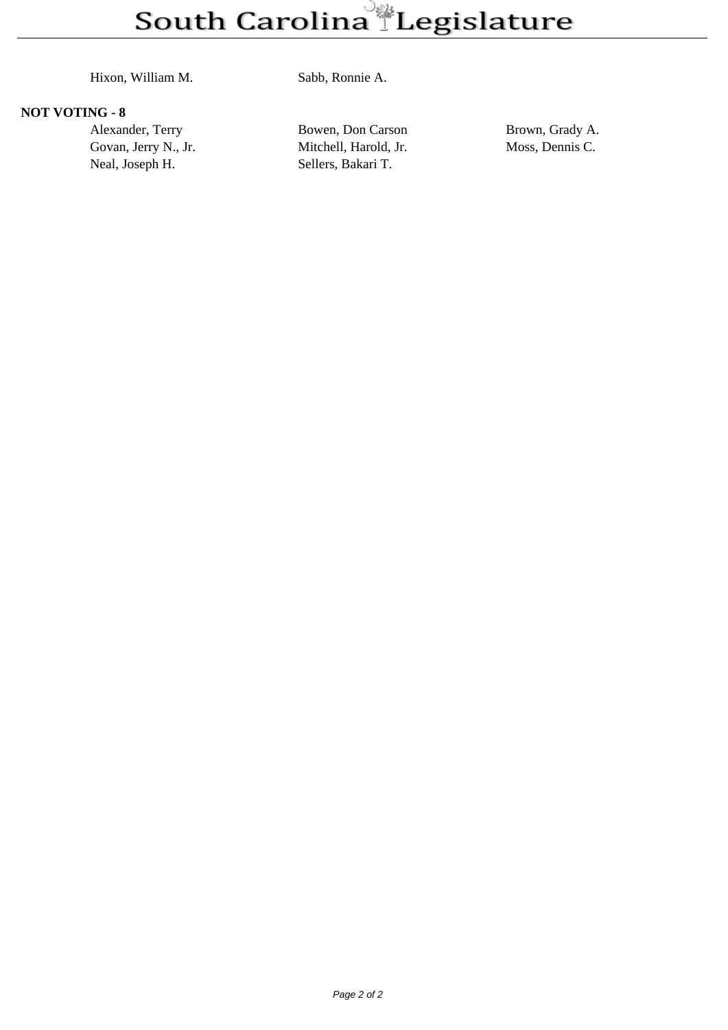| | | |
|---|---|---|
| Hixon, William M. | Sabb, Ronnie A. | |

**NOT VOTING - 8**

| | | |
|---|---|---|
| Alexander, Terry | Bowen, Don Carson | Brown, Grady A. |
| Govan, Jerry N., Jr. | Mitchell, Harold, Jr. | Moss, Dennis C. |
| Neal, Joseph H. | Sellers, Bakari T. | |